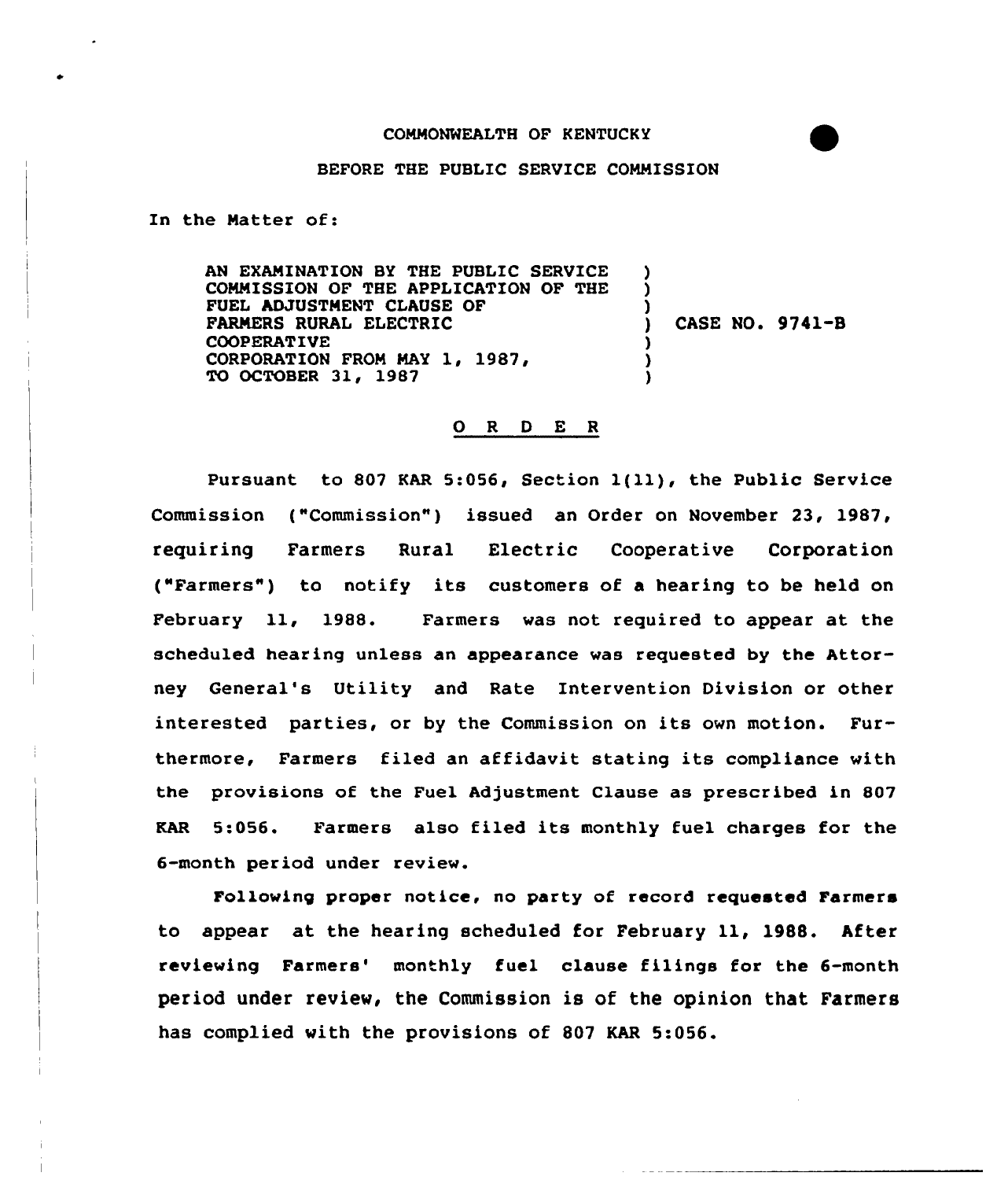COMMONWEALTH OF KENTUCKY

BEFORE THE PUBLIC SERVICE COMMISSION

In the Matter of:

AN EXAMINATION BY THE PUBLIC SERVICE COMMISSION OF THE APPLICATION OF THE FUEL ADJUSTMENT CLAUSE OF FARMERS RURAL ELECTRIC COOPERATIVE CORPORATION FROM MAY 1, 1987, TO OCTOBER 31, 1987 ) CASE NO. 9741-B

# O R D E R

Pursuant to 807 KAR 5:056, Section 1(11), the Public Service Commission ("Commission") issued an Order on November 23, 1987, requiring Farmers Rural Electric Cooperative Corporation ("Farmers") to notify its customers of a hearing to be held on February 11, 1988. Farmers was not required to appear at the scheduled hearing unless an appearance was requested by the Attorney General's Utility and Rate Intervention Division or other interested parties, or by the Commission on its own motion. Furthermore, Farmers filed an affidavit stating its compliance with the provisions of the Fuel Adjustment Clause as prescribed in 807 KAR 5:056. Farmers also filed its monthly fuel charges for the 6-month period under review.

Following proper notice, no party of record requested Farmers to appear at the hearing scheduled for February 11, 1988. After reviewing Farmers' monthly fuel clause filings for the 6-month period under review, the Commission is of the opinion that Farmers has complied with the provisions of 807 KAR 5:056.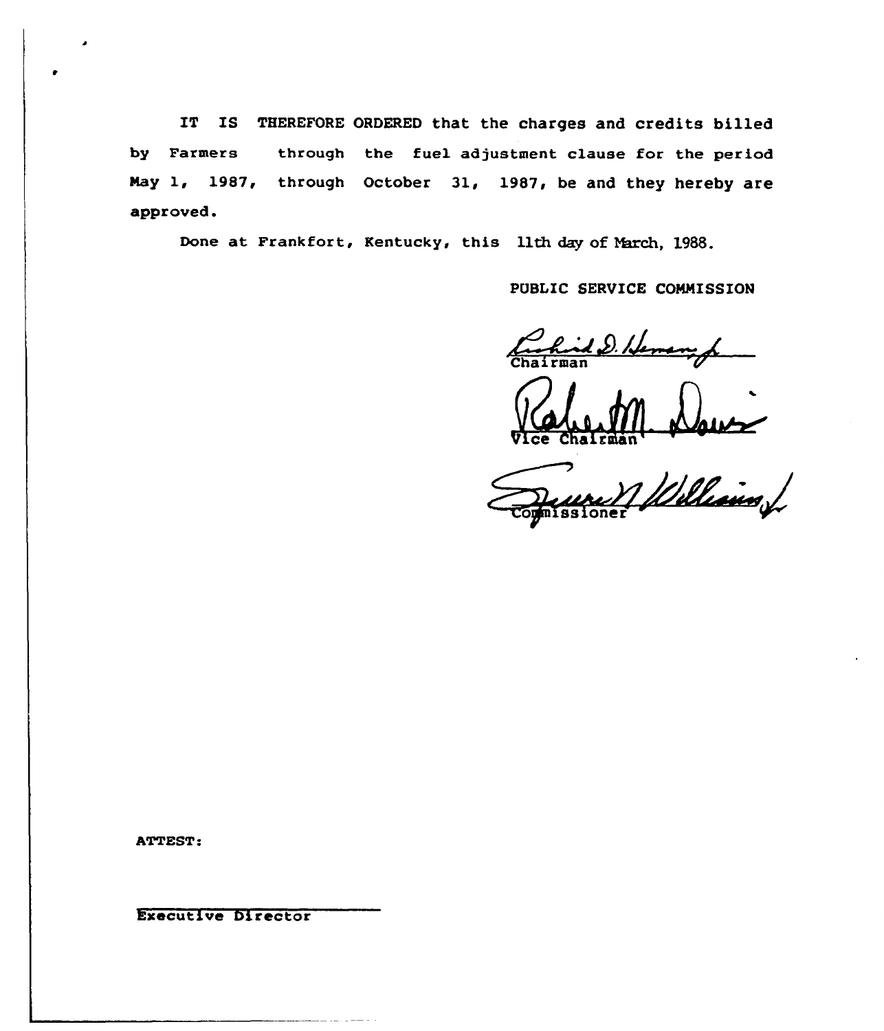IT IS THEREFORE ORDERED that the charges and credits billed by Farmers through the fuel adjustment clause for the period May 1, 1987, through October 31, 1987, be and they hereby are approved.

Done at Frankfort, Kentucky, this 11th day of March, 1988.

PUBLIC SERVICE COMMISSION

Chairman

Vice Chairman

Commissioner

ATTEST:

Executive Director